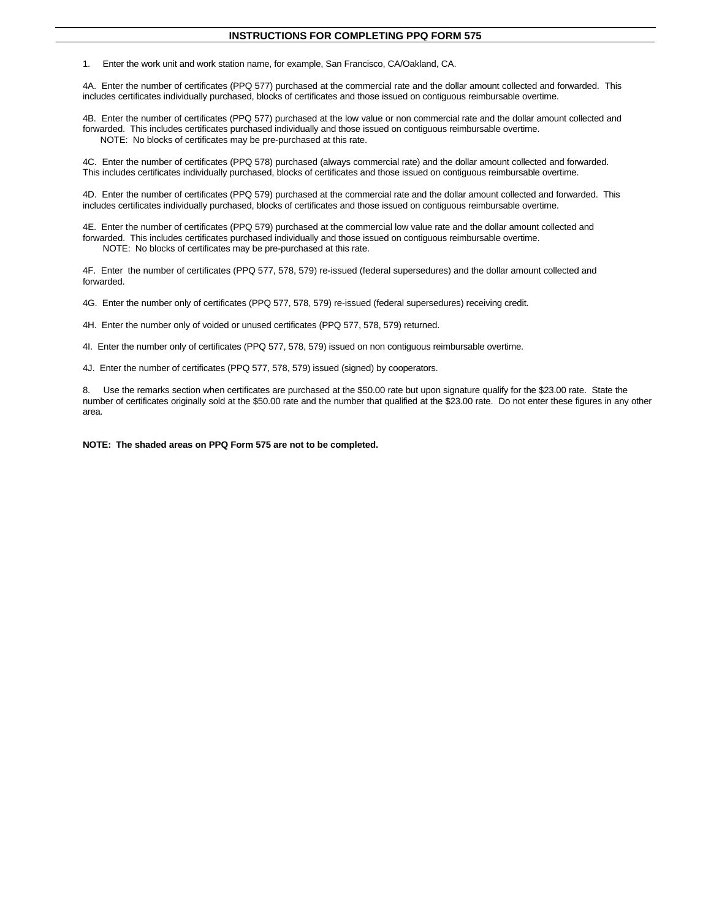## INSTRUCTIONS FOR COMPLETING PPQ FORM 575

1. Enter the work unit and work station name, for example, San Francisco, CA/Oakland, CA.

4A. Enter the number of certificates (PPQ 577) purchased at the commercial rate and the dollar amount collected and forwarded. This includes certificates individually purchased, blocks of certificates and those issued on contiguous reimbursable overtime.

4B. Enter the number of certificates (PPQ 577) purchased at the low value or non commercial rate and the dollar amount collected and forwarded. This includes certificates purchased individually and those issued on contiguous reimbursable overtime.
NOTE: No blocks of certificates may be pre-purchased at this rate.

4C. Enter the number of certificates (PPQ 578) purchased (always commercial rate) and the dollar amount collected and forwarded. This includes certificates individually purchased, blocks of certificates and those issued on contiguous reimbursable overtime.

4D. Enter the number of certificates (PPQ 579) purchased at the commercial rate and the dollar amount collected and forwarded. This includes certificates individually purchased, blocks of certificates and those issued on contiguous reimbursable overtime.

4E. Enter the number of certificates (PPQ 579) purchased at the commercial low value rate and the dollar amount collected and forwarded. This includes certificates purchased individually and those issued on contiguous reimbursable overtime.
NOTE: No blocks of certificates may be pre-purchased at this rate.

4F. Enter the number of certificates (PPQ 577, 578, 579) re-issued (federal supersedures) and the dollar amount collected and forwarded.

4G. Enter the number only of certificates (PPQ 577, 578, 579) re-issued (federal supersedures) receiving credit.

4H. Enter the number only of voided or unused certificates (PPQ 577, 578, 579) returned.

4I. Enter the number only of certificates (PPQ 577, 578, 579) issued on non contiguous reimbursable overtime.

4J. Enter the number of certificates (PPQ 577, 578, 579) issued (signed) by cooperators.

8. Use the remarks section when certificates are purchased at the $50.00 rate but upon signature qualify for the $23.00 rate. State the number of certificates originally sold at the $50.00 rate and the number that qualified at the $23.00 rate. Do not enter these figures in any other area.

**NOTE: The shaded areas on PPQ Form 575 are not to be completed.**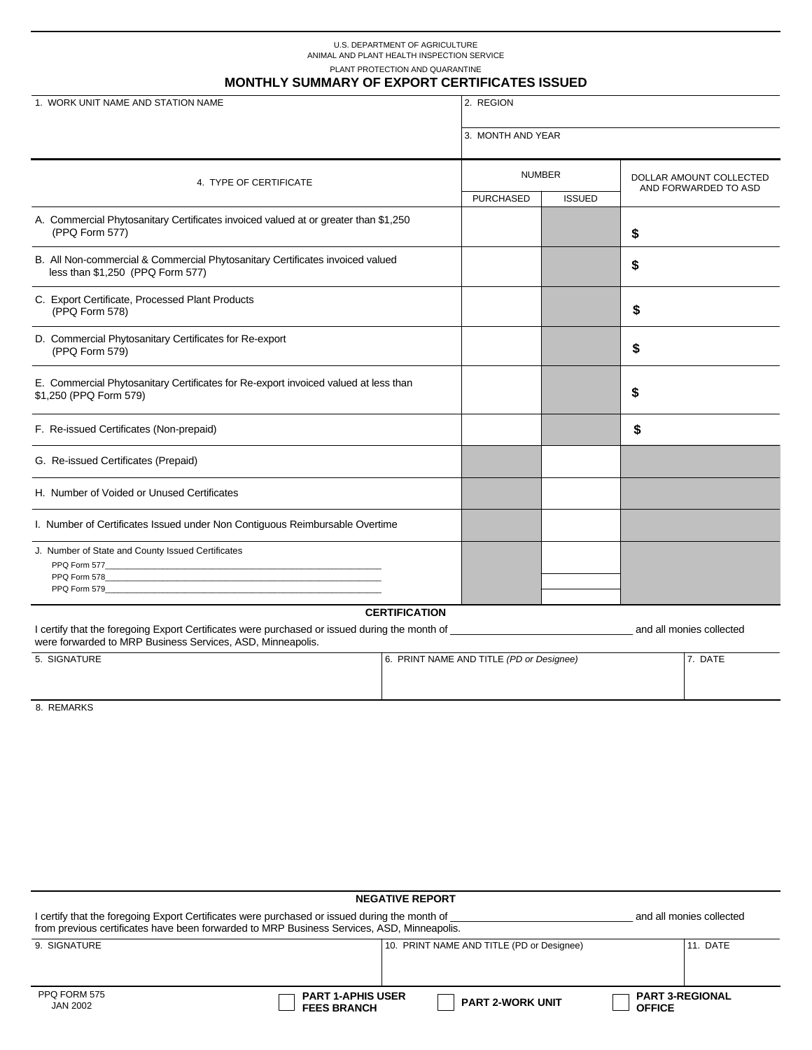U.S. DEPARTMENT OF AGRICULTURE
ANIMAL AND PLANT HEALTH INSPECTION SERVICE
PLANT PROTECTION AND QUARANTINE

# MONTHLY SUMMARY OF EXPORT CERTIFICATES ISSUED

| | |
|---|---|
| 1. WORK UNIT NAME AND STATION NAME | 2. REGION |
| | 3. MONTH AND YEAR |

| 4. TYPE OF CERTIFICATE | NUMBER | | DOLLAR AMOUNT COLLECTED AND FORWARDED TO ASD |
|---|---|---|---|
| | PURCHASED | ISSUED | |
| A. Commercial Phytosanitary Certificates invoiced valued at or greater than $1,250 (PPQ Form 577) | | | $ |
| B. All Non-commercial & Commercial Phytosanitary Certificates invoiced valued less than $1,250 (PPQ Form 577) | | | $ |
| C. Export Certificate, Processed Plant Products (PPQ Form 578) | | | $ |
| D. Commercial Phytosanitary Certificates for Re-export (PPQ Form 579) | | | $ |
| E. Commercial Phytosanitary Certificates for Re-export invoiced valued at less than $1,250 (PPQ Form 579) | | | $ |
| F. Re-issued Certificates (Non-prepaid) | | | $ |
| G. Re-issued Certificates (Prepaid) | | | |
| H. Number of Voided or Unused Certificates | | | |
| I. Number of Certificates Issued under Non Contiguous Reimbursable Overtime | | | |
| J. Number of State and County Issued Certificates<br>PPQ Form 577\_\_\_\_\_\_\_\_\_\_<br>PPQ Form 578\_\_\_\_\_\_\_\_\_\_<br>PPQ Form 579\_\_\_\_\_\_\_\_\_\_ | | | |

## CERTIFICATION

I certify that the foregoing Export Certificates were purchased or issued during the month of \_\_\_\_\_\_\_\_\_\_\_\_\_\_\_\_\_\_\_\_ and all monies collected were forwarded to MRP Business Services, ASD, Minneapolis.

| 5. SIGNATURE | 6. PRINT NAME AND TITLE *(PD or Designee)* | 7. DATE |
|---|---|---|
| | | |

8. REMARKS

## NEGATIVE REPORT

I certify that the foregoing Export Certificates were purchased or issued during the month of \_\_\_\_\_\_\_\_\_\_\_\_\_\_\_\_\_\_\_\_ and all monies collected from previous certificates have been forwarded to MRP Business Services, ASD, Minneapolis.

| 9. SIGNATURE | 10. PRINT NAME AND TITLE (PD or Designee) | 11. DATE |
|---|---|---|
| | | |

PPQ FORM 575
JAN 2002

☐ **PART 1-APHIS USER FEES BRANCH** ☐ **PART 2-WORK UNIT** ☐ **PART 3-REGIONAL OFFICE**